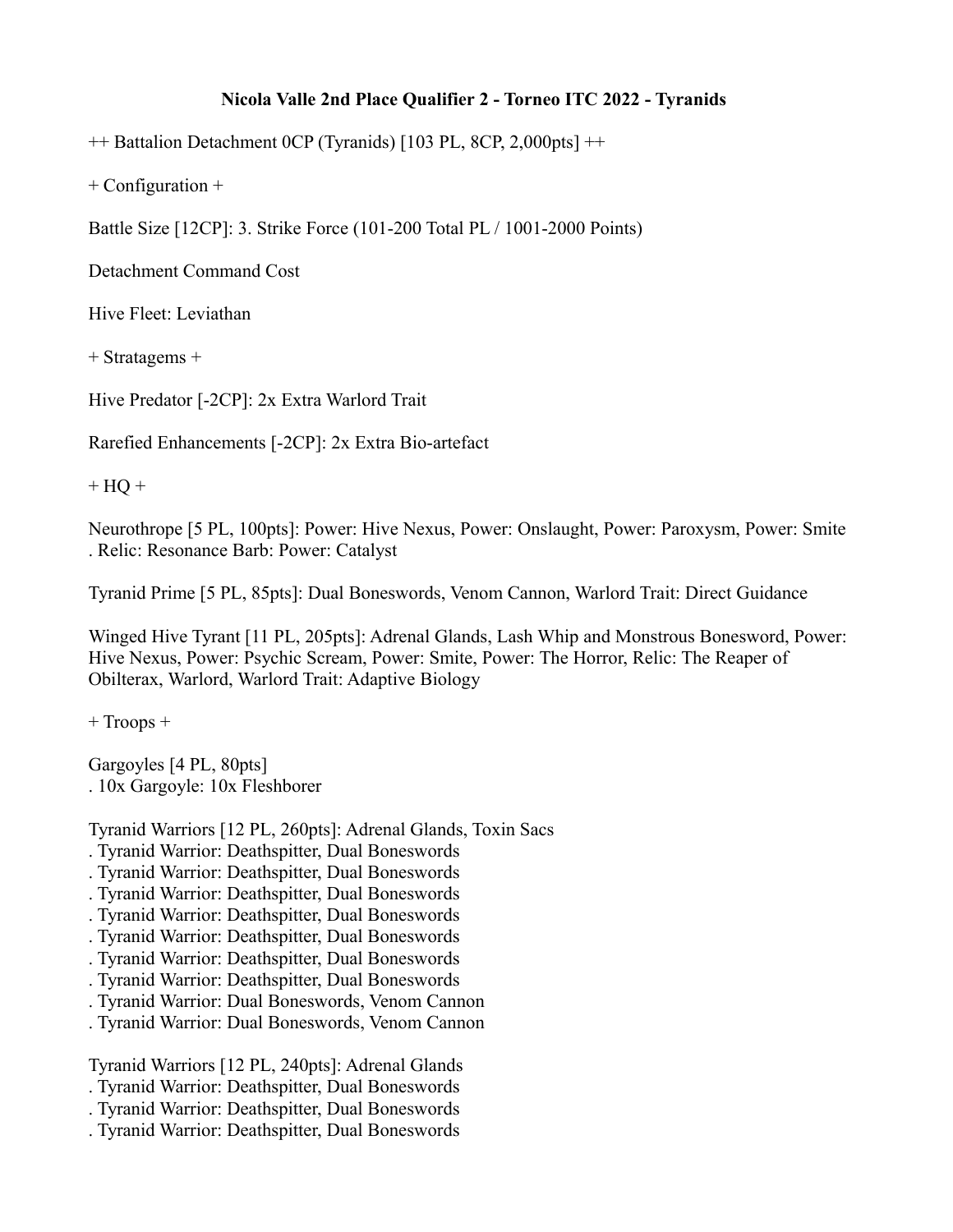# Nicola Valle 2nd Place Qualifier 2 - Torneo ITC 2022 - Tyranids

++ Battalion Detachment 0CP (Tyranids) [103 PL, 8CP, 2,000pts] ++

+ Configuration +

Battle Size [12CP]: 3. Strike Force (101-200 Total PL / 1001-2000 Points)

Detachment Command Cost

Hive Fleet: Leviathan

+ Stratagems +

Hive Predator [-2CP]: 2x Extra Warlord Trait

Rarefied Enhancements [-2CP]: 2x Extra Bio-artefact

+ HQ +

Neurothrope [5 PL, 100pts]: Power: Hive Nexus, Power: Onslaught, Power: Paroxysm, Power: Smite
. Relic: Resonance Barb: Power: Catalyst

Tyranid Prime [5 PL, 85pts]: Dual Boneswords, Venom Cannon, Warlord Trait: Direct Guidance

Winged Hive Tyrant [11 PL, 205pts]: Adrenal Glands, Lash Whip and Monstrous Bonesword, Power: Hive Nexus, Power: Psychic Scream, Power: Smite, Power: The Horror, Relic: The Reaper of Obilterax, Warlord, Warlord Trait: Adaptive Biology

+ Troops +

Gargoyles [4 PL, 80pts]
. 10x Gargoyle: 10x Fleshborer

Tyranid Warriors [12 PL, 260pts]: Adrenal Glands, Toxin Sacs
. Tyranid Warrior: Deathspitter, Dual Boneswords
. Tyranid Warrior: Deathspitter, Dual Boneswords
. Tyranid Warrior: Deathspitter, Dual Boneswords
. Tyranid Warrior: Deathspitter, Dual Boneswords
. Tyranid Warrior: Deathspitter, Dual Boneswords
. Tyranid Warrior: Deathspitter, Dual Boneswords
. Tyranid Warrior: Deathspitter, Dual Boneswords
. Tyranid Warrior: Dual Boneswords, Venom Cannon
. Tyranid Warrior: Dual Boneswords, Venom Cannon

Tyranid Warriors [12 PL, 240pts]: Adrenal Glands
. Tyranid Warrior: Deathspitter, Dual Boneswords
. Tyranid Warrior: Deathspitter, Dual Boneswords
. Tyranid Warrior: Deathspitter, Dual Boneswords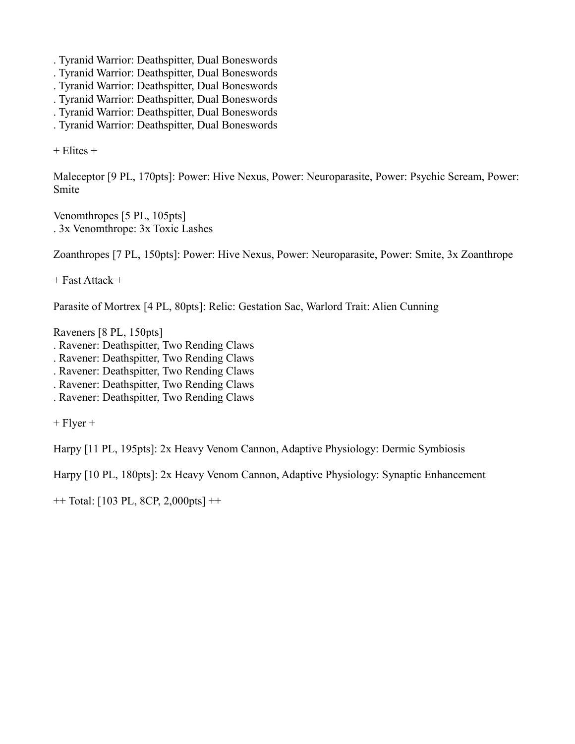. Tyranid Warrior: Deathspitter, Dual Boneswords
. Tyranid Warrior: Deathspitter, Dual Boneswords
. Tyranid Warrior: Deathspitter, Dual Boneswords
. Tyranid Warrior: Deathspitter, Dual Boneswords
. Tyranid Warrior: Deathspitter, Dual Boneswords
. Tyranid Warrior: Deathspitter, Dual Boneswords

+ Elites +

Maleceptor [9 PL, 170pts]: Power: Hive Nexus, Power: Neuroparasite, Power: Psychic Scream, Power: Smite

Venomthropes [5 PL, 105pts]
. 3x Venomthrope: 3x Toxic Lashes

Zoanthropes [7 PL, 150pts]: Power: Hive Nexus, Power: Neuroparasite, Power: Smite, 3x Zoanthrope

+ Fast Attack +

Parasite of Mortrex [4 PL, 80pts]: Relic: Gestation Sac, Warlord Trait: Alien Cunning

Raveners [8 PL, 150pts]
. Ravener: Deathspitter, Two Rending Claws
. Ravener: Deathspitter, Two Rending Claws
. Ravener: Deathspitter, Two Rending Claws
. Ravener: Deathspitter, Two Rending Claws
. Ravener: Deathspitter, Two Rending Claws

+ Flyer +

Harpy [11 PL, 195pts]: 2x Heavy Venom Cannon, Adaptive Physiology: Dermic Symbiosis

Harpy [10 PL, 180pts]: 2x Heavy Venom Cannon, Adaptive Physiology: Synaptic Enhancement

++ Total: [103 PL, 8CP, 2,000pts] ++